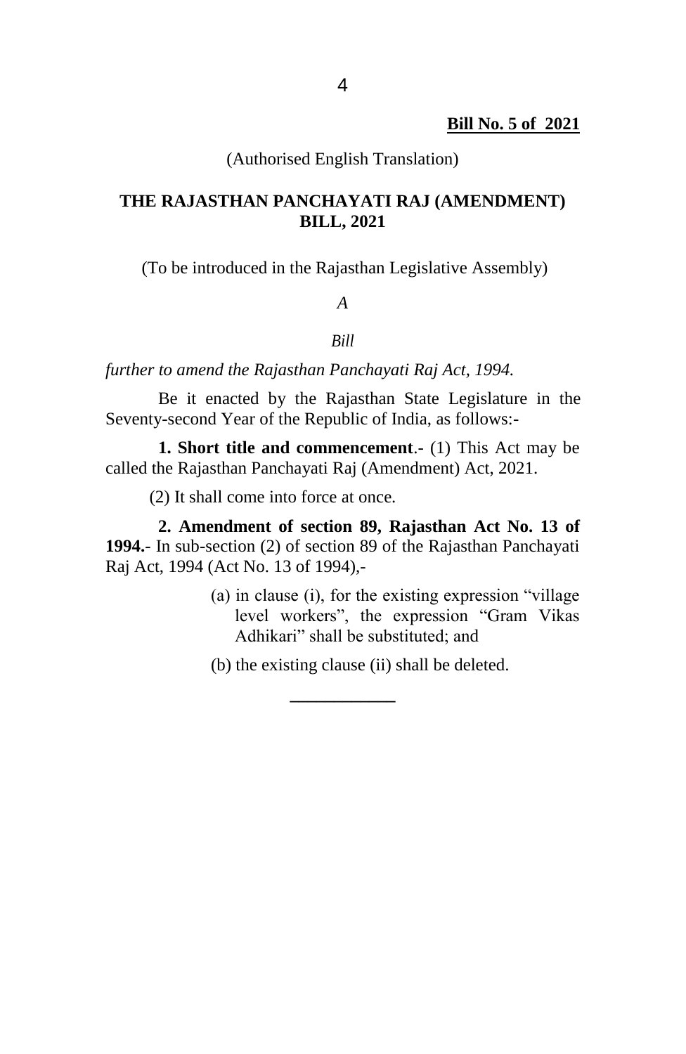**Bill No. 5 of 2021**

(Authorised English Translation)

# THE RAJASTHAN PANCHAYATI RAJ (AMENDMENT) BILL, 2021

(To be introduced in the Rajasthan Legislative Assembly)

*A*

*Bill*

*further to amend the Rajasthan Panchayati Raj Act, 1994.*

Be it enacted by the Rajasthan State Legislature in the Seventy-second Year of the Republic of India, as follows:-

**1. Short title and commencement**.- (1) This Act may be called the Rajasthan Panchayati Raj (Amendment) Act, 2021.

(2) It shall come into force at once.

**2. Amendment of section 89, Rajasthan Act No. 13 of 1994.**- In sub-section (2) of section 89 of the Rajasthan Panchayati Raj Act, 1994 (Act No. 13 of 1994),-

(a) in clause (i), for the existing expression "village level workers", the expression "Gram Vikas Adhikari" shall be substituted; and

(b) the existing clause (ii) shall be deleted.

___________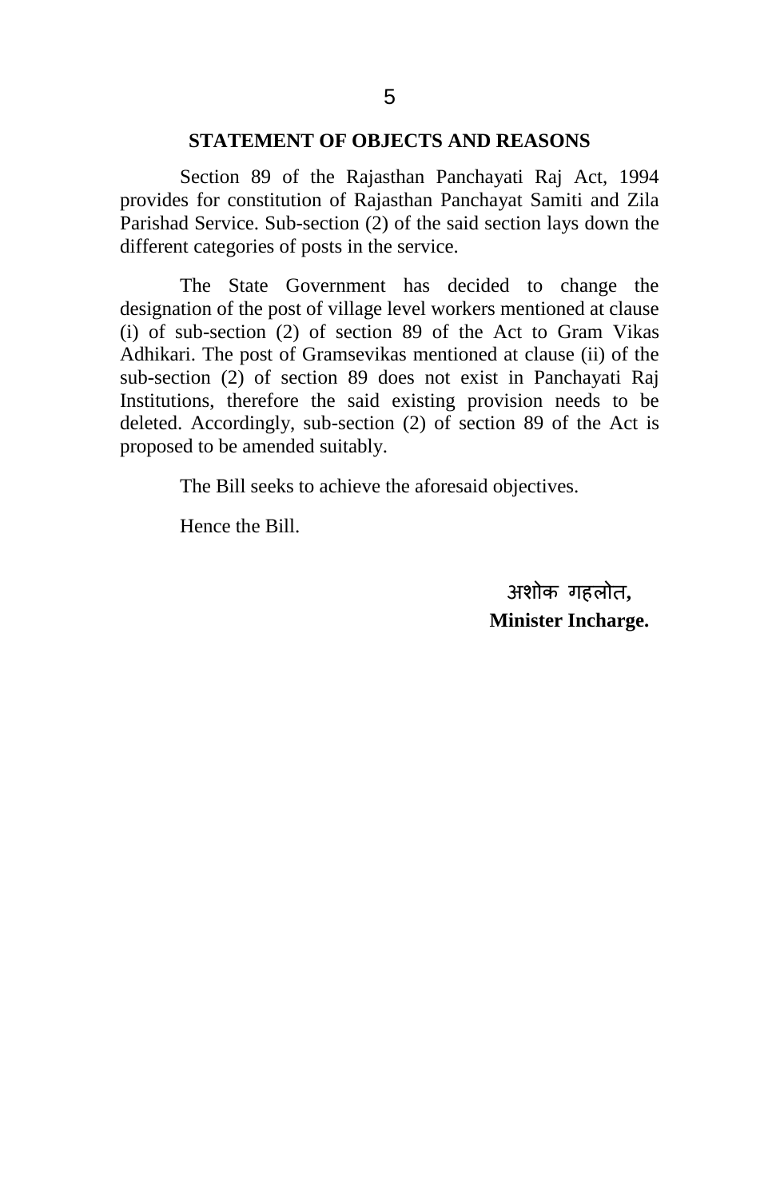## STATEMENT OF OBJECTS AND REASONS

Section 89 of the Rajasthan Panchayati Raj Act, 1994 provides for constitution of Rajasthan Panchayat Samiti and Zila Parishad Service. Sub-section (2) of the said section lays down the different categories of posts in the service.

The State Government has decided to change the designation of the post of village level workers mentioned at clause (i) of sub-section (2) of section 89 of the Act to Gram Vikas Adhikari. The post of Gramsevikas mentioned at clause (ii) of the sub-section (2) of section 89 does not exist in Panchayati Raj Institutions, therefore the said existing provision needs to be deleted. Accordingly, sub-section (2) of section 89 of the Act is proposed to be amended suitably.

The Bill seeks to achieve the aforesaid objectives.

Hence the Bill.

अशोक गहलोत,
**Minister Incharge.**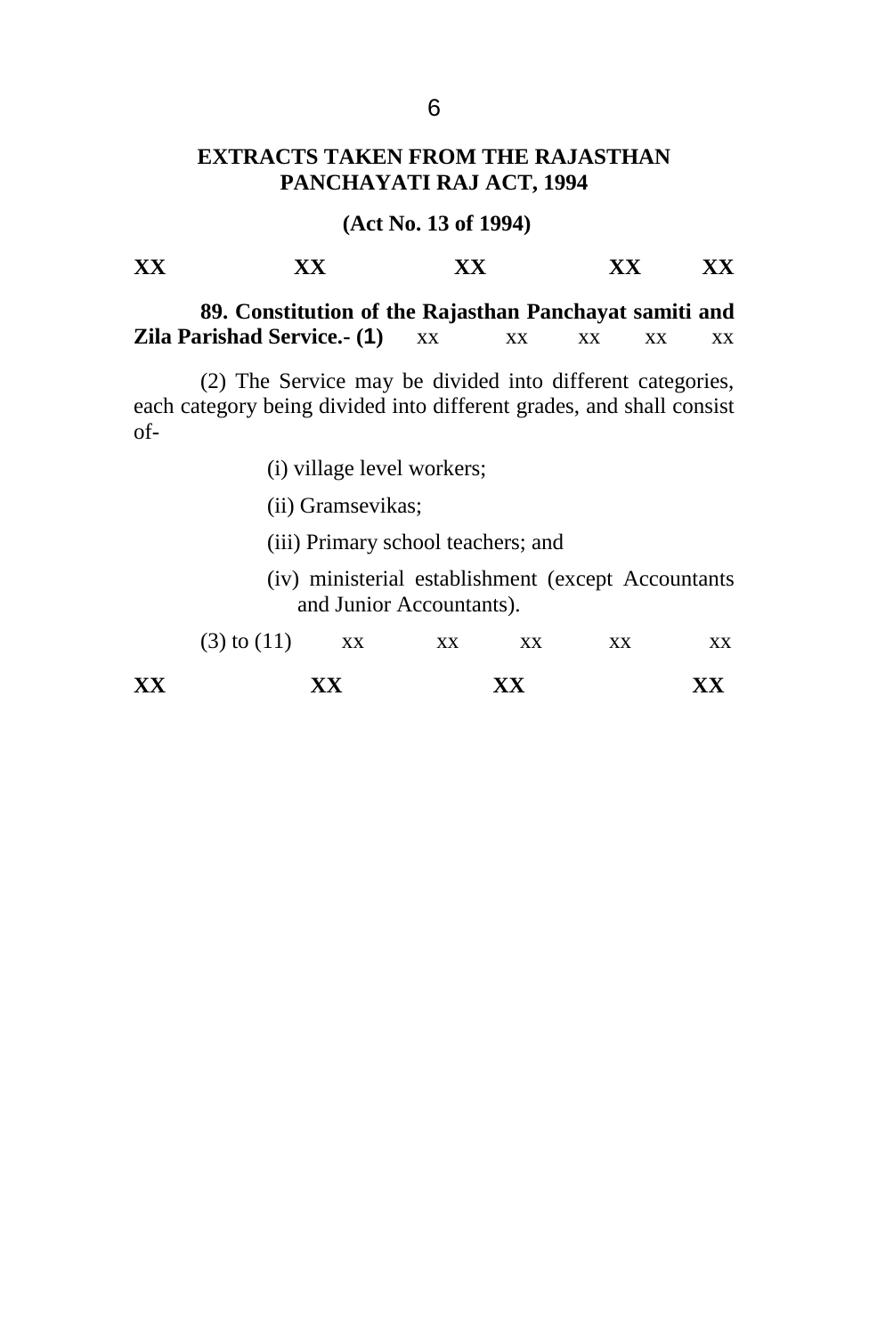## EXTRACTS TAKEN FROM THE RAJASTHAN PANCHAYATI RAJ ACT, 1994

**(Act No. 13 of 1994)**

**XX XX XX XX XX**

**89. Constitution of the Rajasthan Panchayat samiti and Zila Parishad Service.- (1)** xx xx xx xx xx

(2) The Service may be divided into different categories, each category being divided into different grades, and shall consist of-

(i) village level workers;

(ii) Gramsevikas;

(iii) Primary school teachers; and

(iv) ministerial establishment (except Accountants and Junior Accountants).

(3) to (11) xx xx xx xx xx

**XX XX XX XX**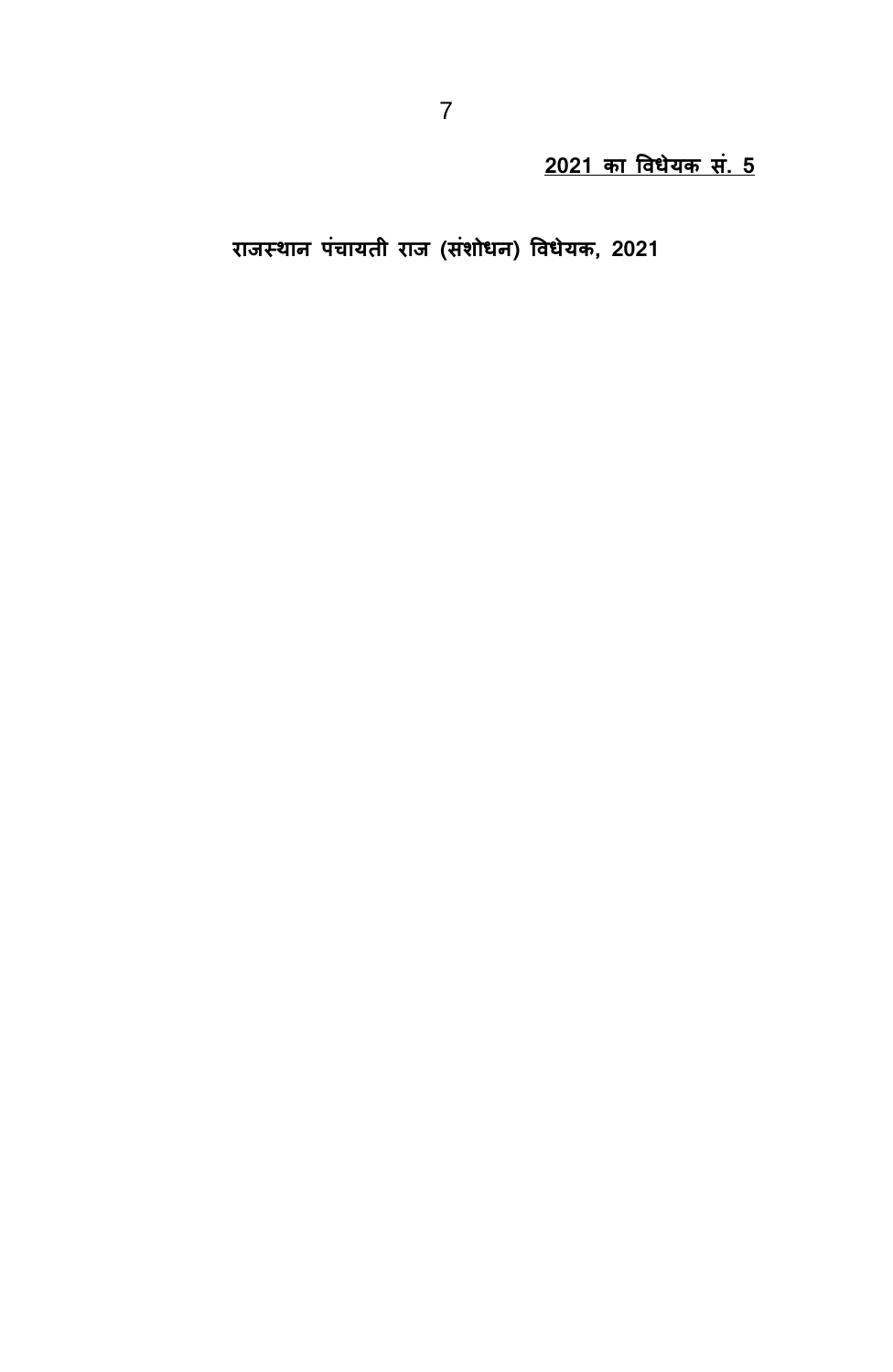<u>**2021 का विधेयक सं. 5**</u>

# राजस्थान पंचायती राज (संशोधन) विधेयक, 2021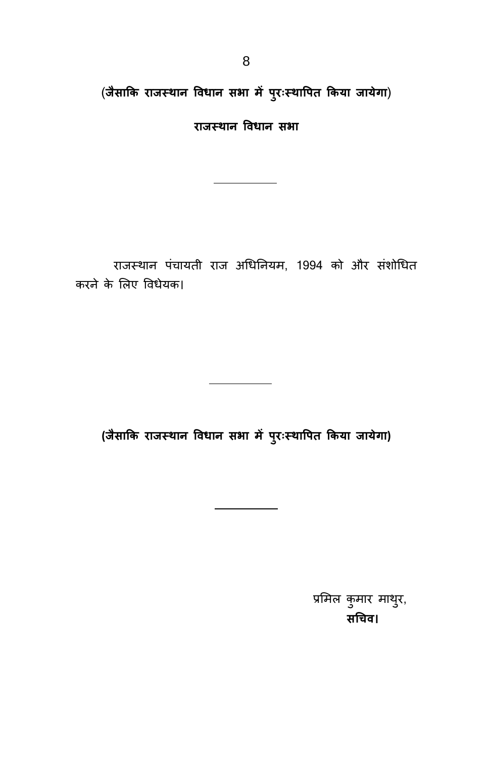**(जैसाकि राजस्थान विधान सभा में पुरःस्थापित किया जायेगा)**

**राजस्थान विधान सभा**

---

राजस्थान पंचायती राज अधिनियम, 1994 को और संशोधित करने के लिए विधेयक।

---

**(जैसाकि राजस्थान विधान सभा में पुरःस्थापित किया जायेगा)**

---

प्रमिल कुमार माथुर,
**सचिव।**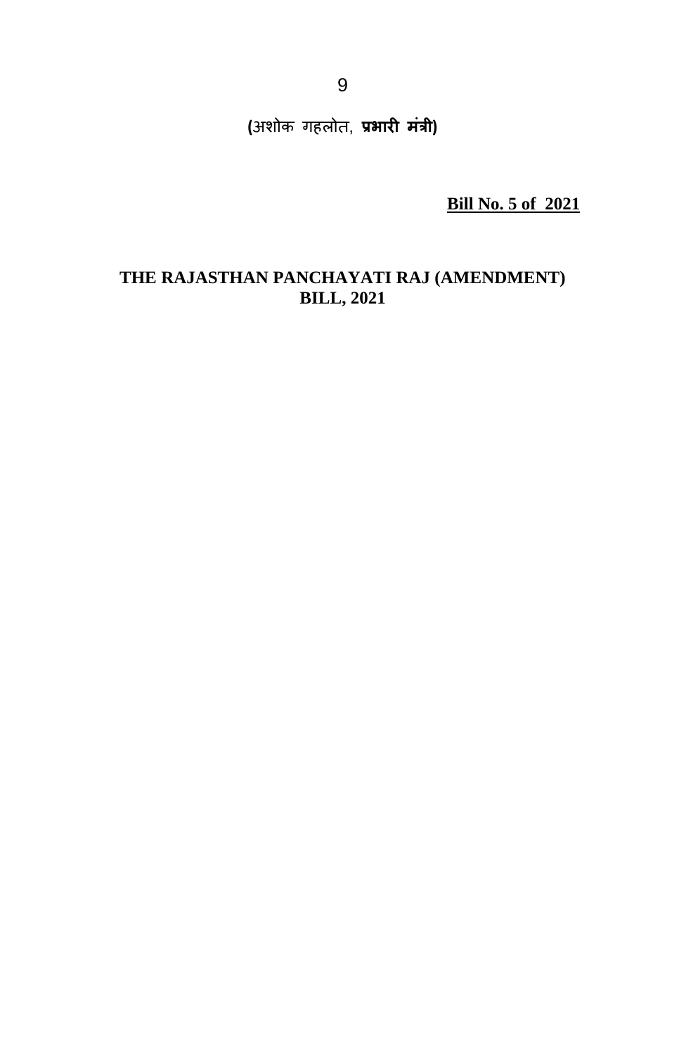**(**अशोक गहलोत, **प्रभारी मंत्री)**

**Bill No. 5 of 2021**

# THE RAJASTHAN PANCHAYATI RAJ (AMENDMENT) BILL, 2021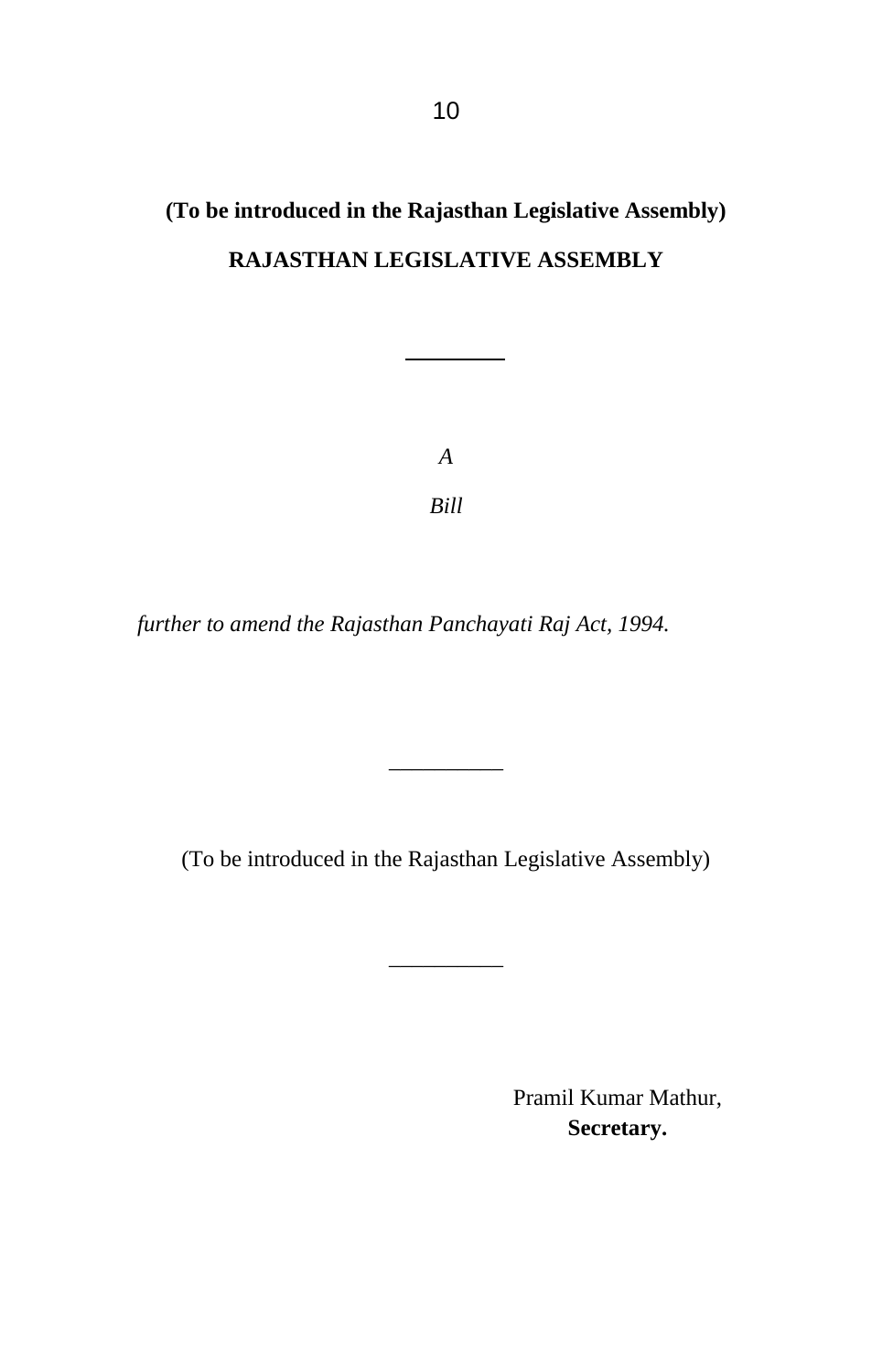**(To be introduced in the Rajasthan Legislative Assembly)**

**RAJASTHAN LEGISLATIVE ASSEMBLY**

---

*A*

*Bill*

*further to amend the Rajasthan Panchayati Raj Act, 1994.*

---

(To be introduced in the Rajasthan Legislative Assembly)

---

Pramil Kumar Mathur,
**Secretary.**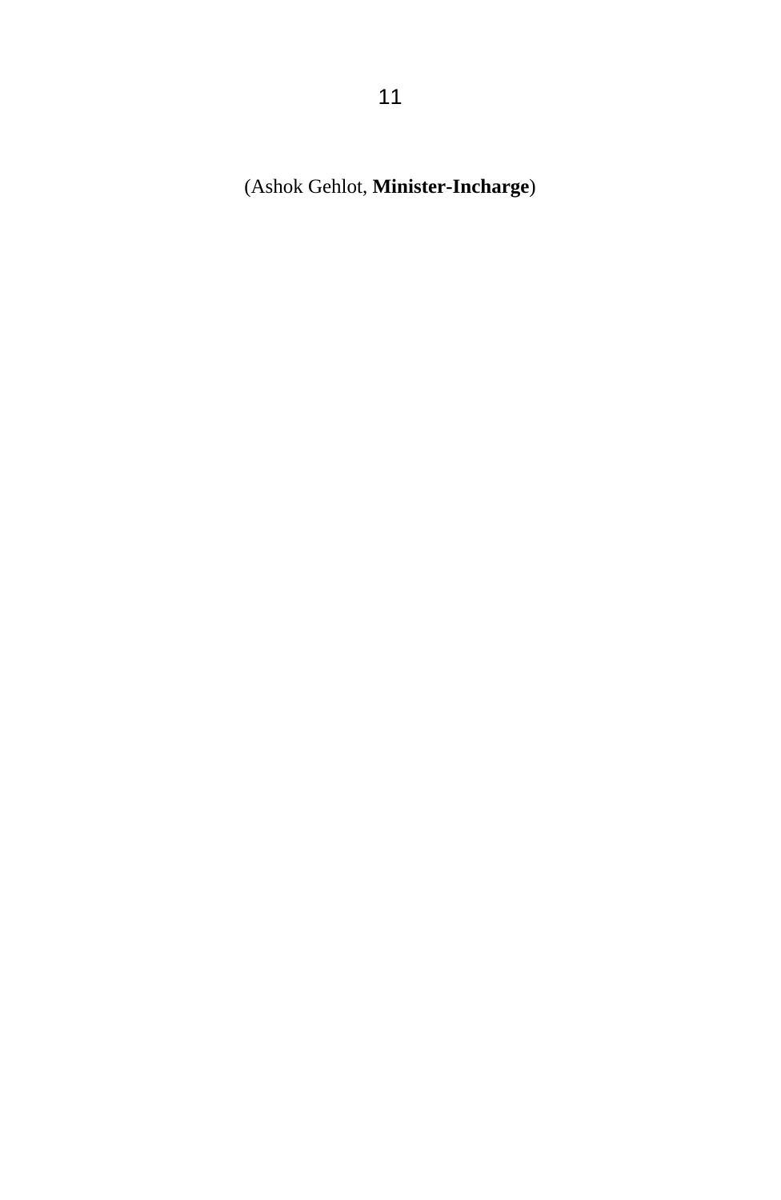(Ashok Gehlot, **Minister-Incharge**)